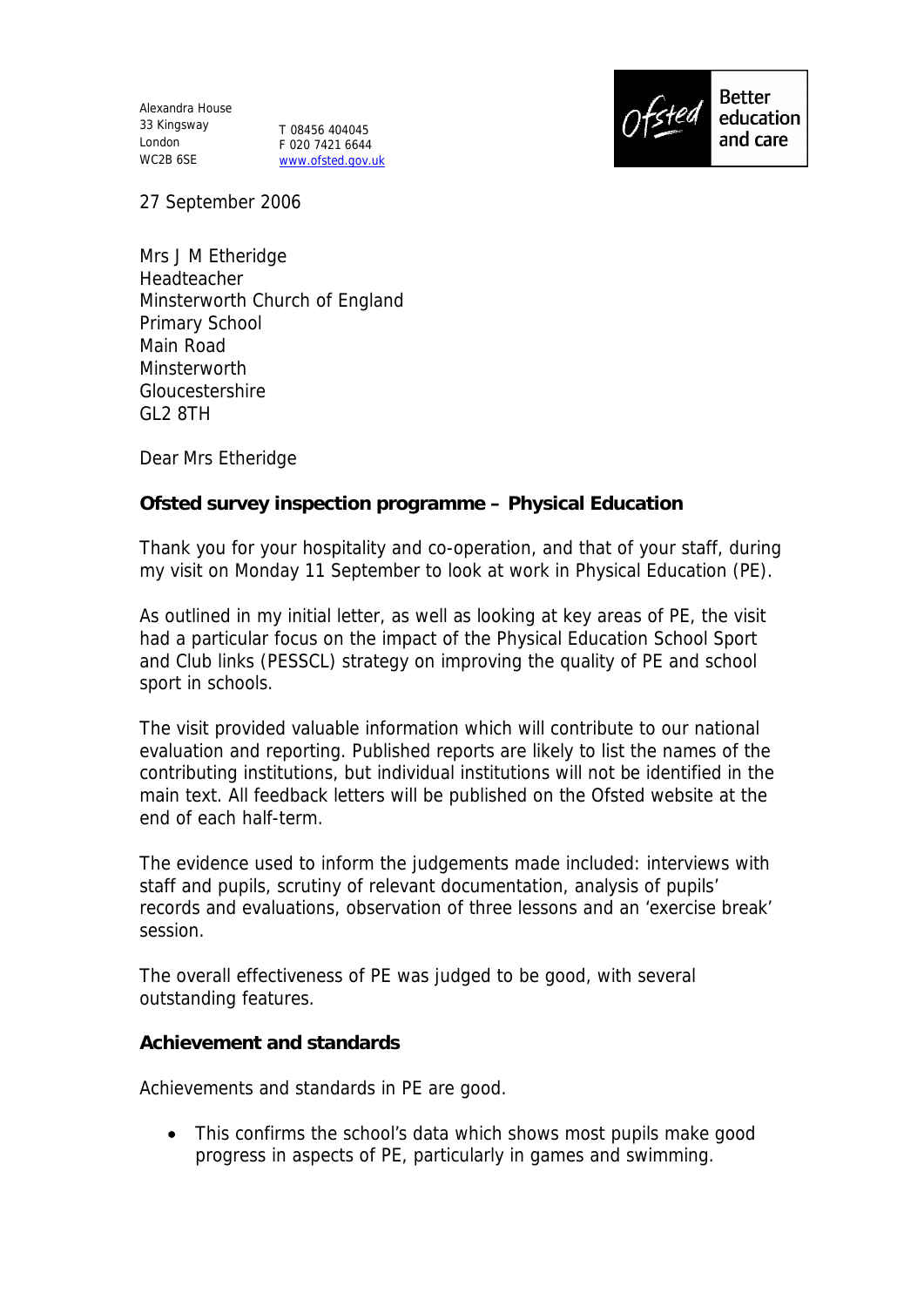Alexandra House
33 Kingsway
London
WC2B 6SE

T 08456 404045
F 020 7421 6644
www.ofsted.gov.uk

Ofsted Better education and care

27 September 2006

Mrs J M Etheridge
Headteacher
Minsterworth Church of England
Primary School
Main Road
Minsterworth
Gloucestershire
GL2 8TH

Dear Mrs Etheridge

**Ofsted survey inspection programme – Physical Education**

Thank you for your hospitality and co-operation, and that of your staff, during my visit on Monday 11 September to look at work in Physical Education (PE).

As outlined in my initial letter, as well as looking at key areas of PE, the visit had a particular focus on the impact of the Physical Education School Sport and Club links (PESSCL) strategy on improving the quality of PE and school sport in schools.

The visit provided valuable information which will contribute to our national evaluation and reporting. Published reports are likely to list the names of the contributing institutions, but individual institutions will not be identified in the main text. All feedback letters will be published on the Ofsted website at the end of each half-term.

The evidence used to inform the judgements made included: interviews with staff and pupils, scrutiny of relevant documentation, analysis of pupils' records and evaluations, observation of three lessons and an 'exercise break' session.

The overall effectiveness of PE was judged to be good, with several outstanding features.

**Achievement and standards**

Achievements and standards in PE are good.

- This confirms the school's data which shows most pupils make good progress in aspects of PE, particularly in games and swimming.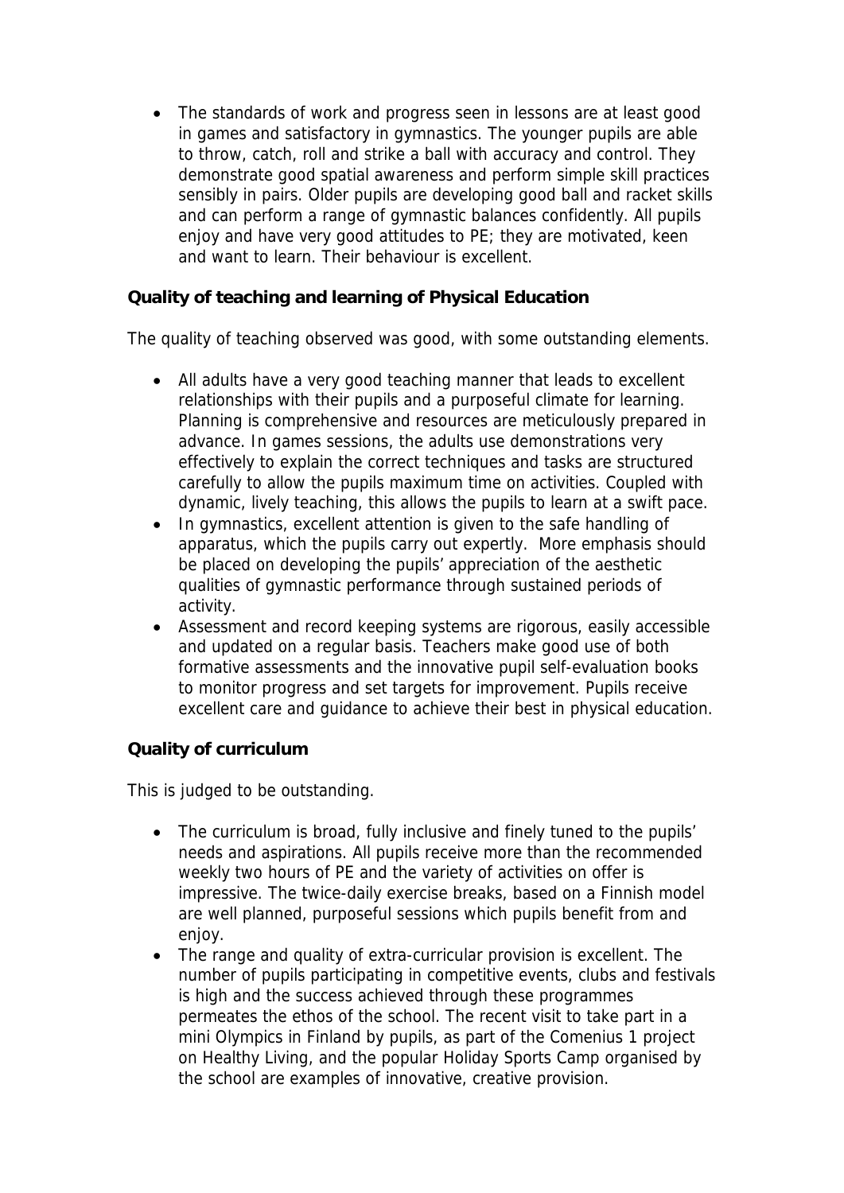- The standards of work and progress seen in lessons are at least good in games and satisfactory in gymnastics. The younger pupils are able to throw, catch, roll and strike a ball with accuracy and control. They demonstrate good spatial awareness and perform simple skill practices sensibly in pairs. Older pupils are developing good ball and racket skills and can perform a range of gymnastic balances confidently. All pupils enjoy and have very good attitudes to PE; they are motivated, keen and want to learn. Their behaviour is excellent.

**Quality of teaching and learning of Physical Education**

The quality of teaching observed was good, with some outstanding elements.

- All adults have a very good teaching manner that leads to excellent relationships with their pupils and a purposeful climate for learning. Planning is comprehensive and resources are meticulously prepared in advance. In games sessions, the adults use demonstrations very effectively to explain the correct techniques and tasks are structured carefully to allow the pupils maximum time on activities. Coupled with dynamic, lively teaching, this allows the pupils to learn at a swift pace.
- In gymnastics, excellent attention is given to the safe handling of apparatus, which the pupils carry out expertly. More emphasis should be placed on developing the pupils' appreciation of the aesthetic qualities of gymnastic performance through sustained periods of activity.
- Assessment and record keeping systems are rigorous, easily accessible and updated on a regular basis. Teachers make good use of both formative assessments and the innovative pupil self-evaluation books to monitor progress and set targets for improvement. Pupils receive excellent care and guidance to achieve their best in physical education.

**Quality of curriculum**

This is judged to be outstanding.

- The curriculum is broad, fully inclusive and finely tuned to the pupils' needs and aspirations. All pupils receive more than the recommended weekly two hours of PE and the variety of activities on offer is impressive. The twice-daily exercise breaks, based on a Finnish model are well planned, purposeful sessions which pupils benefit from and enjoy.
- The range and quality of extra-curricular provision is excellent. The number of pupils participating in competitive events, clubs and festivals is high and the success achieved through these programmes permeates the ethos of the school. The recent visit to take part in a mini Olympics in Finland by pupils, as part of the Comenius 1 project on Healthy Living, and the popular Holiday Sports Camp organised by the school are examples of innovative, creative provision.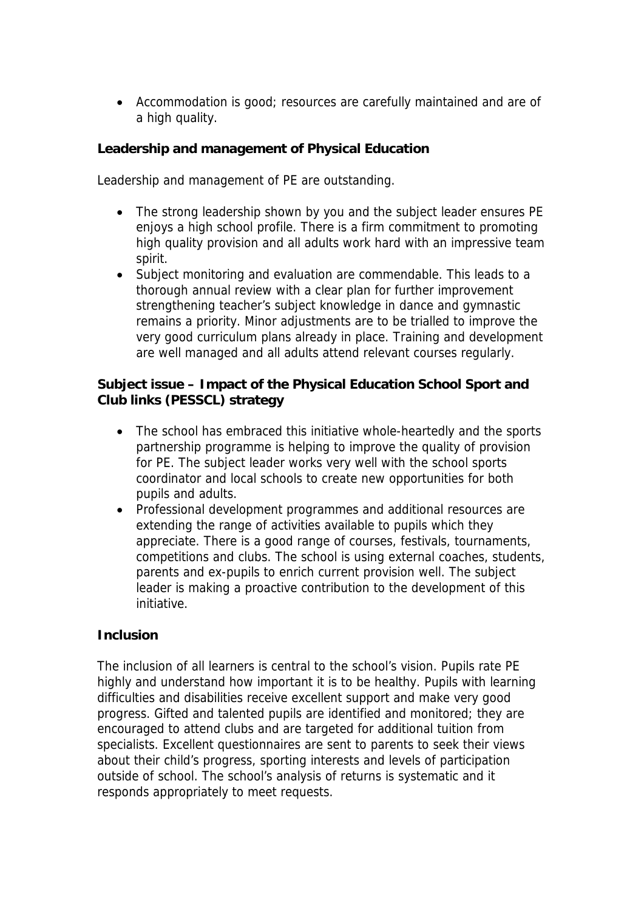- Accommodation is good; resources are carefully maintained and are of a high quality.

**Leadership and management of Physical Education**

Leadership and management of PE are outstanding.

- The strong leadership shown by you and the subject leader ensures PE enjoys a high school profile. There is a firm commitment to promoting high quality provision and all adults work hard with an impressive team spirit.
- Subject monitoring and evaluation are commendable. This leads to a thorough annual review with a clear plan for further improvement strengthening teacher's subject knowledge in dance and gymnastic remains a priority. Minor adjustments are to be trialled to improve the very good curriculum plans already in place. Training and development are well managed and all adults attend relevant courses regularly.

**Subject issue – Impact of the Physical Education School Sport and Club links (PESSCL) strategy**

- The school has embraced this initiative whole-heartedly and the sports partnership programme is helping to improve the quality of provision for PE. The subject leader works very well with the school sports coordinator and local schools to create new opportunities for both pupils and adults.
- Professional development programmes and additional resources are extending the range of activities available to pupils which they appreciate. There is a good range of courses, festivals, tournaments, competitions and clubs. The school is using external coaches, students, parents and ex-pupils to enrich current provision well. The subject leader is making a proactive contribution to the development of this initiative.

**Inclusion**

The inclusion of all learners is central to the school's vision. Pupils rate PE highly and understand how important it is to be healthy. Pupils with learning difficulties and disabilities receive excellent support and make very good progress. Gifted and talented pupils are identified and monitored; they are encouraged to attend clubs and are targeted for additional tuition from specialists. Excellent questionnaires are sent to parents to seek their views about their child's progress, sporting interests and levels of participation outside of school. The school's analysis of returns is systematic and it responds appropriately to meet requests.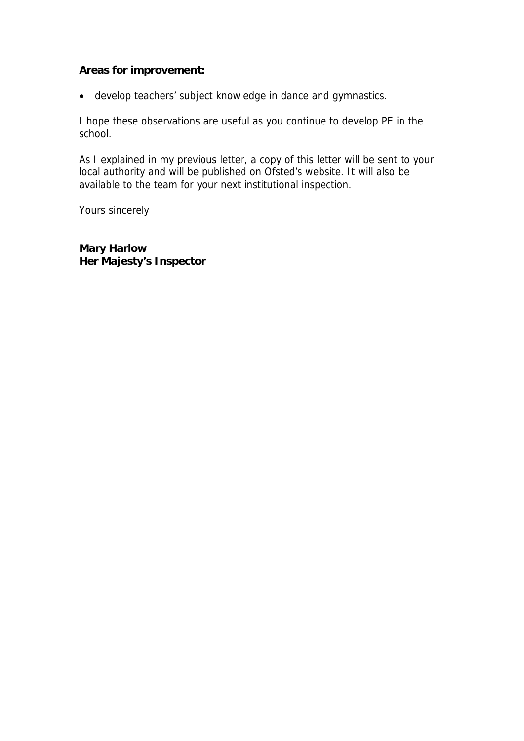**Areas for improvement:**

- develop teachers' subject knowledge in dance and gymnastics.

I hope these observations are useful as you continue to develop PE in the school.

As I explained in my previous letter, a copy of this letter will be sent to your local authority and will be published on Ofsted's website. It will also be available to the team for your next institutional inspection.

Yours sincerely

**Mary Harlow**
**Her Majesty's Inspector**